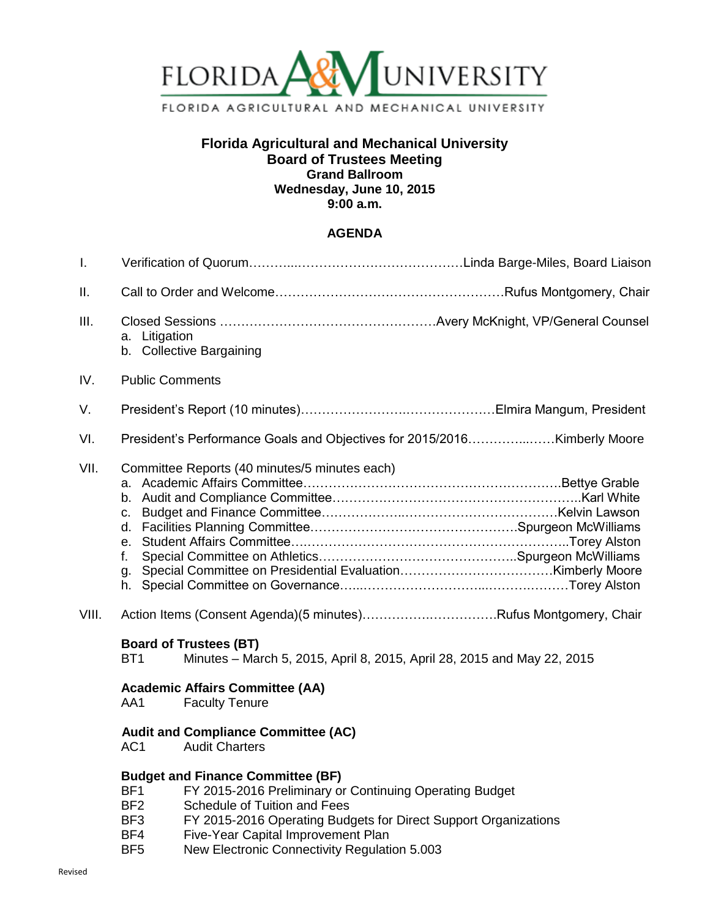FLORIDA A&M UNIVERSITY

FLORIDA AGRICULTURAL AND MECHANICAL UNIVERSITY

**Florida Agricultural and Mechanical University**
**Board of Trustees Meeting**
**Grand Ballroom**
**Wednesday, June 10, 2015**
**9:00 a.m.**

## AGENDA

I. Verification of Quorum……….…………………………………Linda Barge-Miles, Board Liaison

II. Call to Order and Welcome……………………………………………Rufus Montgomery, Chair

III. Closed Sessions …………………………………………Avery McKnight, VP/General Counsel
   a. Litigation
   b. Collective Bargaining

IV. Public Comments

V. President's Report (10 minutes)…………………….………………Elmira Mangum, President

VI. President's Performance Goals and Objectives for 2015/2016……………..……Kimberly Moore

VII. Committee Reports (40 minutes/5 minutes each)
   a. Academic Affairs Committee……………………………………………………Bettye Grable
   b. Audit and Compliance Committee………………………………………………..Karl White
   c. Budget and Finance Committee…………………..………………………………Kelvin Lawson
   d. Facilities Planning Committee………………………………………Spurgeon McWilliams
   e. Student Affairs Committee…………………………………………………………..Torey Alston
   f. Special Committee on Athletics…………………………………………..Spurgeon McWilliams
   g. Special Committee on Presidential Evaluation………………………………Kimberly Moore
   h. Special Committee on Governance…..…………………………..………….………Torey Alston

VIII. Action Items (Consent Agenda)(5 minutes)……………….……………Rufus Montgomery, Chair

**Board of Trustees (BT)**
BT1 Minutes – March 5, 2015, April 8, 2015, April 28, 2015 and May 22, 2015

**Academic Affairs Committee (AA)**
AA1 Faculty Tenure

**Audit and Compliance Committee (AC)**
AC1 Audit Charters

**Budget and Finance Committee (BF)**
BF1 FY 2015-2016 Preliminary or Continuing Operating Budget
BF2 Schedule of Tuition and Fees
BF3 FY 2015-2016 Operating Budgets for Direct Support Organizations
BF4 Five-Year Capital Improvement Plan
BF5 New Electronic Connectivity Regulation 5.003

Revised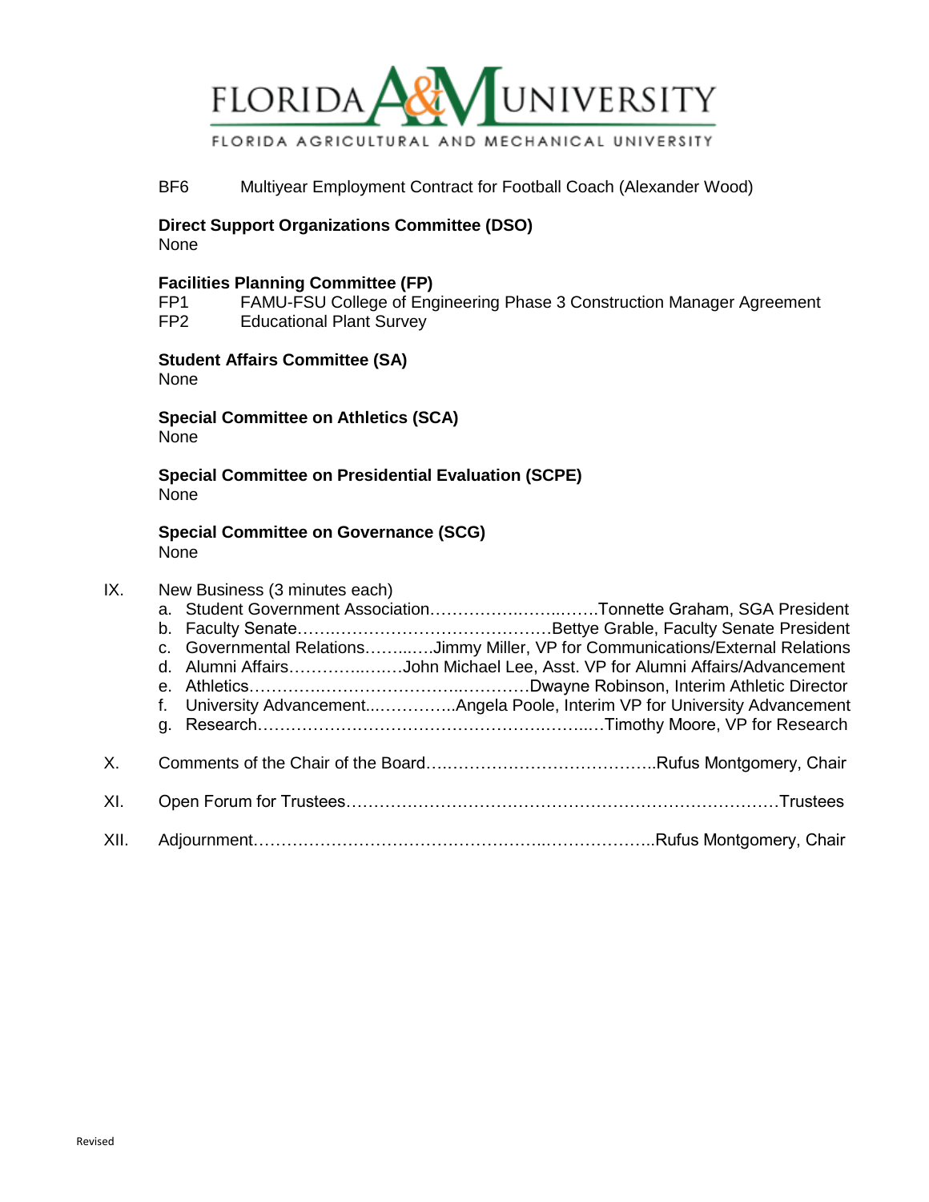BF6 Multiyear Employment Contract for Football Coach (Alexander Wood)

**Direct Support Organizations Committee (DSO)**
None

**Facilities Planning Committee (FP)**
FP1 FAMU-FSU College of Engineering Phase 3 Construction Manager Agreement
FP2 Educational Plant Survey

**Student Affairs Committee (SA)**
None

**Special Committee on Athletics (SCA)**
None

**Special Committee on Presidential Evaluation (SCPE)**
None

**Special Committee on Governance (SCG)**
None

IX. New Business (3 minutes each)

a. Student Government Association……………..……..…….Tonnette Graham, SGA President
b. Faculty Senate……..…………………………………Bettye Grable, Faculty Senate President
c. Governmental Relations……..….Jimmy Miller, VP for Communications/External Relations
d. Alumni Affairs…………..….….John Michael Lee, Asst. VP for Alumni Affairs/Advancement
e. Athletics……………………………………..…………Dwayne Robinson, Interim Athletic Director
f. University Advancement...……………Angela Poole, Interim VP for University Advancement
g. Research…………………………………………………..…Timothy Moore, VP for Research

X. Comments of the Chair of the Board….…………………………………..Rufus Montgomery, Chair

XI. Open Forum for Trustees……………………………………………………………………Trustees

XII. Adjournment………………………………………………..………………..Rufus Montgomery, Chair

Revised